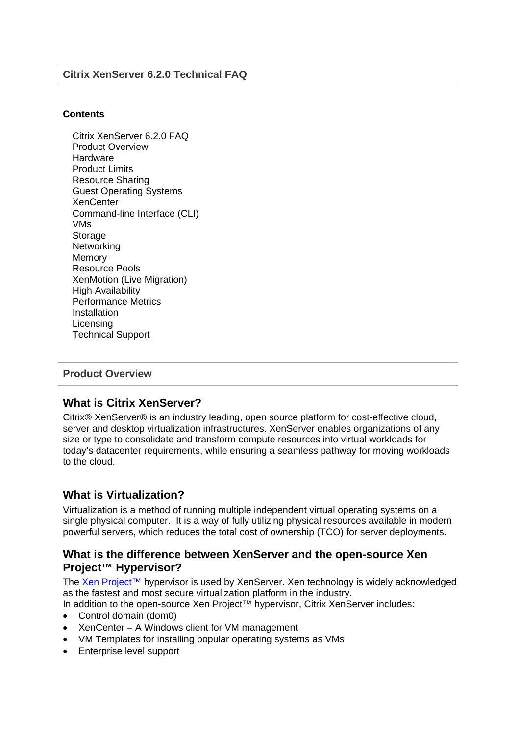# Citrix XenServer 6.2.0 Technical FAQ

**Contents**

Citrix XenServer 6.2.0 FAQ
Product Overview
Hardware
Product Limits
Resource Sharing
Guest Operating Systems
XenCenter
Command-line Interface (CLI)
VMs
Storage
Networking
Memory
Resource Pools
XenMotion (Live Migration)
High Availability
Performance Metrics
Installation
Licensing
Technical Support

## Product Overview

### What is Citrix XenServer?

Citrix® XenServer® is an industry leading, open source platform for cost-effective cloud, server and desktop virtualization infrastructures. XenServer enables organizations of any size or type to consolidate and transform compute resources into virtual workloads for today's datacenter requirements, while ensuring a seamless pathway for moving workloads to the cloud.

### What is Virtualization?

Virtualization is a method of running multiple independent virtual operating systems on a single physical computer. It is a way of fully utilizing physical resources available in modern powerful servers, which reduces the total cost of ownership (TCO) for server deployments.

### What is the difference between XenServer and the open-source Xen Project™ Hypervisor?

The Xen Project™ hypervisor is used by XenServer. Xen technology is widely acknowledged as the fastest and most secure virtualization platform in the industry.
In addition to the open-source Xen Project™ hypervisor, Citrix XenServer includes:

- Control domain (dom0)
- XenCenter – A Windows client for VM management
- VM Templates for installing popular operating systems as VMs
- Enterprise level support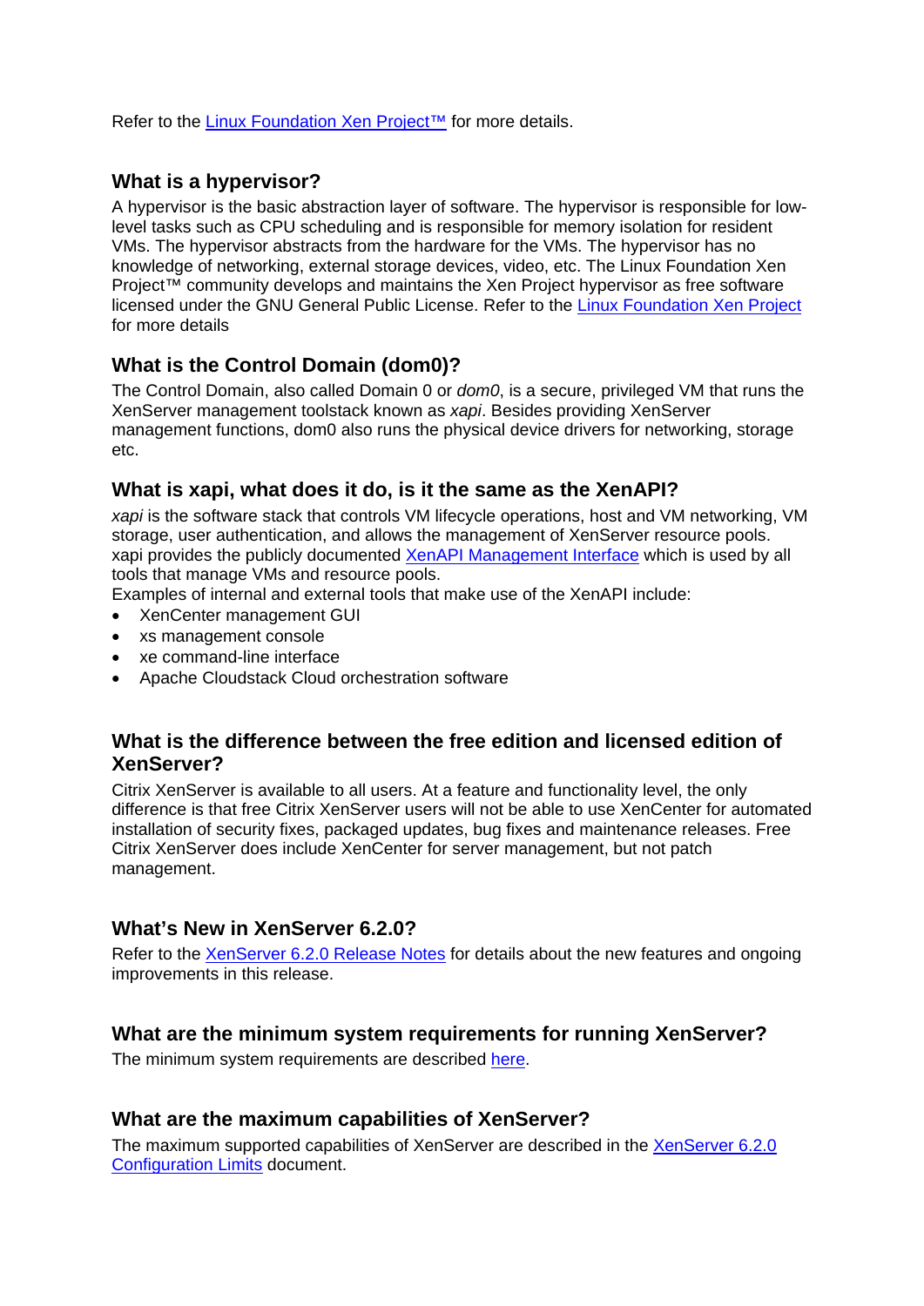Refer to the Linux Foundation Xen Project™ for more details.

## What is a hypervisor?

A hypervisor is the basic abstraction layer of software. The hypervisor is responsible for low-level tasks such as CPU scheduling and is responsible for memory isolation for resident VMs. The hypervisor abstracts from the hardware for the VMs. The hypervisor has no knowledge of networking, external storage devices, video, etc. The Linux Foundation Xen Project™ community develops and maintains the Xen Project hypervisor as free software licensed under the GNU General Public License. Refer to the Linux Foundation Xen Project for more details

## What is the Control Domain (dom0)?

The Control Domain, also called Domain 0 or *dom0*, is a secure, privileged VM that runs the XenServer management toolstack known as *xapi*. Besides providing XenServer management functions, dom0 also runs the physical device drivers for networking, storage etc.

## What is xapi, what does it do, is it the same as the XenAPI?

*xapi* is the software stack that controls VM lifecycle operations, host and VM networking, VM storage, user authentication, and allows the management of XenServer resource pools. xapi provides the publicly documented XenAPI Management Interface which is used by all tools that manage VMs and resource pools.
Examples of internal and external tools that make use of the XenAPI include:

- XenCenter management GUI
- xs management console
- xe command-line interface
- Apache Cloudstack Cloud orchestration software

## What is the difference between the free edition and licensed edition of XenServer?

Citrix XenServer is available to all users. At a feature and functionality level, the only difference is that free Citrix XenServer users will not be able to use XenCenter for automated installation of security fixes, packaged updates, bug fixes and maintenance releases. Free Citrix XenServer does include XenCenter for server management, but not patch management.

## What's New in XenServer 6.2.0?

Refer to the XenServer 6.2.0 Release Notes for details about the new features and ongoing improvements in this release.

## What are the minimum system requirements for running XenServer?

The minimum system requirements are described here.

## What are the maximum capabilities of XenServer?

The maximum supported capabilities of XenServer are described in the XenServer 6.2.0 Configuration Limits document.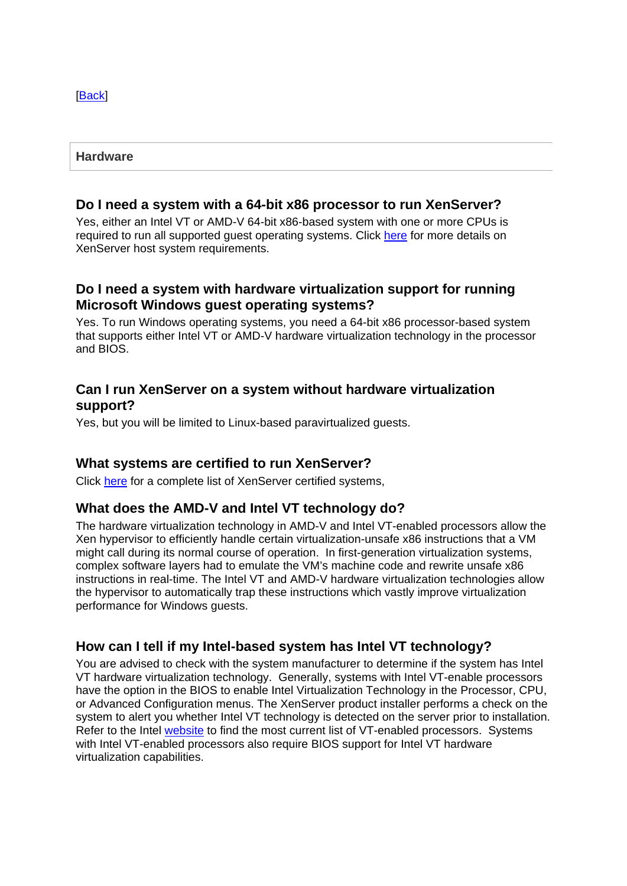[Back]

## Hardware

### Do I need a system with a 64-bit x86 processor to run XenServer?

Yes, either an Intel VT or AMD-V 64-bit x86-based system with one or more CPUs is required to run all supported guest operating systems. Click here for more details on XenServer host system requirements.

### Do I need a system with hardware virtualization support for running Microsoft Windows guest operating systems?

Yes. To run Windows operating systems, you need a 64-bit x86 processor-based system that supports either Intel VT or AMD-V hardware virtualization technology in the processor and BIOS.

### Can I run XenServer on a system without hardware virtualization support?

Yes, but you will be limited to Linux-based paravirtualized guests.

### What systems are certified to run XenServer?

Click here for a complete list of XenServer certified systems,

### What does the AMD-V and Intel VT technology do?

The hardware virtualization technology in AMD-V and Intel VT-enabled processors allow the Xen hypervisor to efficiently handle certain virtualization-unsafe x86 instructions that a VM might call during its normal course of operation. In first-generation virtualization systems, complex software layers had to emulate the VM's machine code and rewrite unsafe x86 instructions in real-time. The Intel VT and AMD-V hardware virtualization technologies allow the hypervisor to automatically trap these instructions which vastly improve virtualization performance for Windows guests.

### How can I tell if my Intel-based system has Intel VT technology?

You are advised to check with the system manufacturer to determine if the system has Intel VT hardware virtualization technology. Generally, systems with Intel VT-enable processors have the option in the BIOS to enable Intel Virtualization Technology in the Processor, CPU, or Advanced Configuration menus. The XenServer product installer performs a check on the system to alert you whether Intel VT technology is detected on the server prior to installation. Refer to the Intel website to find the most current list of VT-enabled processors. Systems with Intel VT-enabled processors also require BIOS support for Intel VT hardware virtualization capabilities.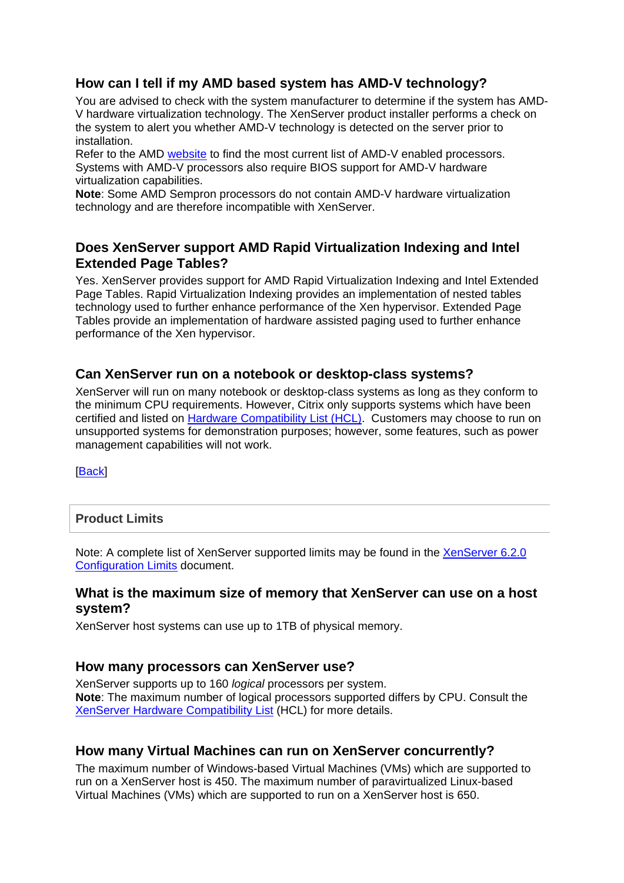### How can I tell if my AMD based system has AMD-V technology?

You are advised to check with the system manufacturer to determine if the system has AMD-V hardware virtualization technology. The XenServer product installer performs a check on the system to alert you whether AMD-V technology is detected on the server prior to installation.

Refer to the AMD [website](#) to find the most current list of AMD-V enabled processors. Systems with AMD-V processors also require BIOS support for AMD-V hardware virtualization capabilities.

**Note**: Some AMD Sempron processors do not contain AMD-V hardware virtualization technology and are therefore incompatible with XenServer.

### Does XenServer support AMD Rapid Virtualization Indexing and Intel Extended Page Tables?

Yes. XenServer provides support for AMD Rapid Virtualization Indexing and Intel Extended Page Tables. Rapid Virtualization Indexing provides an implementation of nested tables technology used to further enhance performance of the Xen hypervisor. Extended Page Tables provide an implementation of hardware assisted paging used to further enhance performance of the Xen hypervisor.

### Can XenServer run on a notebook or desktop-class systems?

XenServer will run on many notebook or desktop-class systems as long as they conform to the minimum CPU requirements. However, Citrix only supports systems which have been certified and listed on [Hardware Compatibility List (HCL)](#). Customers may choose to run on unsupported systems for demonstration purposes; however, some features, such as power management capabilities will not work.

[[Back](#)]

## Product Limits

Note: A complete list of XenServer supported limits may be found in the [XenServer 6.2.0 Configuration Limits](#) document.

### What is the maximum size of memory that XenServer can use on a host system?

XenServer host systems can use up to 1TB of physical memory.

### How many processors can XenServer use?

XenServer supports up to 160 *logical* processors per system.

**Note**: The maximum number of logical processors supported differs by CPU. Consult the [XenServer Hardware Compatibility List](#) (HCL) for more details.

### How many Virtual Machines can run on XenServer concurrently?

The maximum number of Windows-based Virtual Machines (VMs) which are supported to run on a XenServer host is 450. The maximum number of paravirtualized Linux-based Virtual Machines (VMs) which are supported to run on a XenServer host is 650.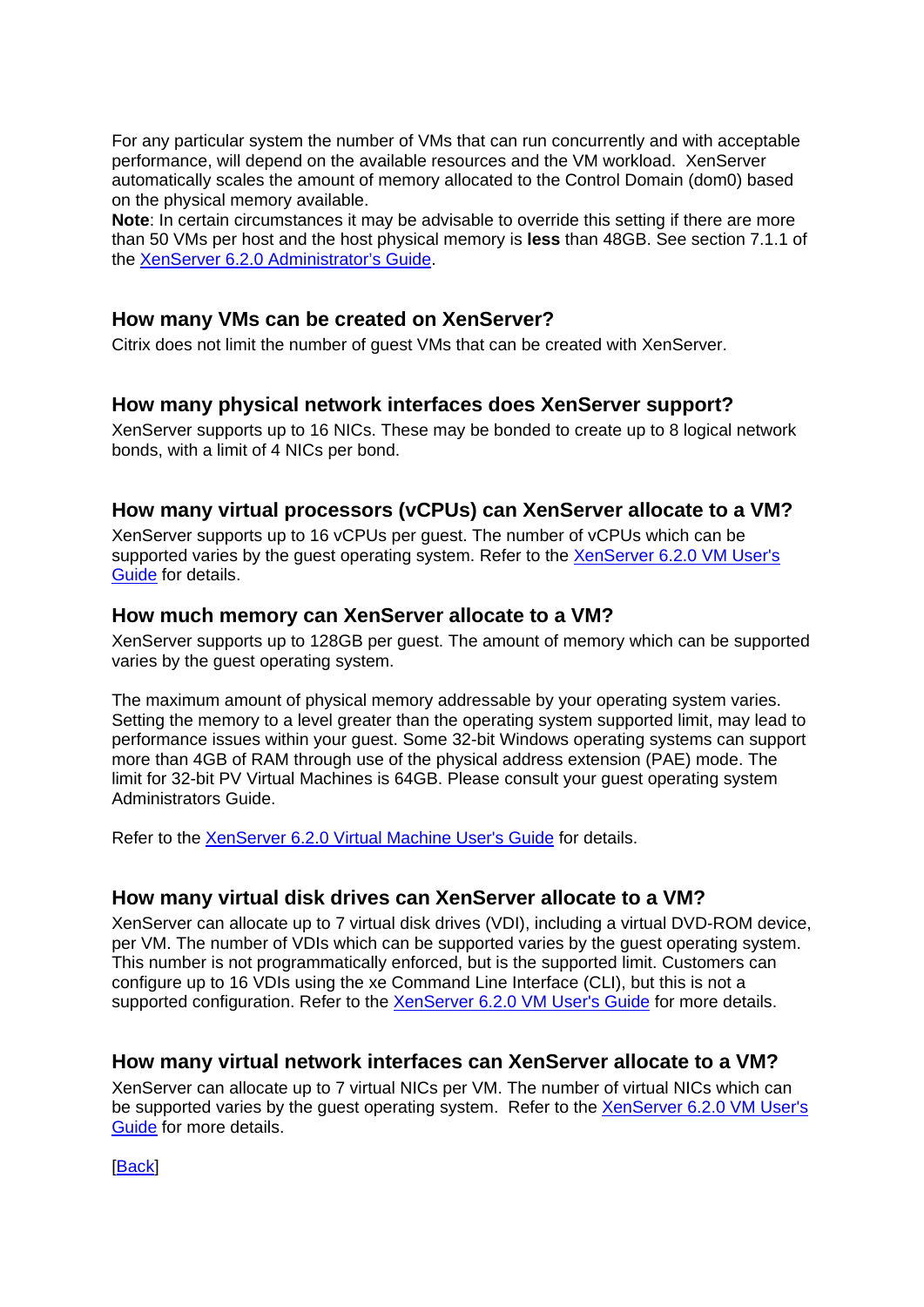For any particular system the number of VMs that can run concurrently and with acceptable performance, will depend on the available resources and the VM workload. XenServer automatically scales the amount of memory allocated to the Control Domain (dom0) based on the physical memory available.

**Note**: In certain circumstances it may be advisable to override this setting if there are more than 50 VMs per host and the host physical memory is **less** than 48GB. See section 7.1.1 of the XenServer 6.2.0 Administrator's Guide.

### How many VMs can be created on XenServer?

Citrix does not limit the number of guest VMs that can be created with XenServer.

### How many physical network interfaces does XenServer support?

XenServer supports up to 16 NICs. These may be bonded to create up to 8 logical network bonds, with a limit of 4 NICs per bond.

### How many virtual processors (vCPUs) can XenServer allocate to a VM?

XenServer supports up to 16 vCPUs per guest. The number of vCPUs which can be supported varies by the guest operating system. Refer to the XenServer 6.2.0 VM User's Guide for details.

### How much memory can XenServer allocate to a VM?

XenServer supports up to 128GB per guest. The amount of memory which can be supported varies by the guest operating system.

The maximum amount of physical memory addressable by your operating system varies. Setting the memory to a level greater than the operating system supported limit, may lead to performance issues within your guest. Some 32-bit Windows operating systems can support more than 4GB of RAM through use of the physical address extension (PAE) mode. The limit for 32-bit PV Virtual Machines is 64GB. Please consult your guest operating system Administrators Guide.

Refer to the XenServer 6.2.0 Virtual Machine User's Guide for details.

### How many virtual disk drives can XenServer allocate to a VM?

XenServer can allocate up to 7 virtual disk drives (VDI), including a virtual DVD-ROM device, per VM. The number of VDIs which can be supported varies by the guest operating system. This number is not programmatically enforced, but is the supported limit. Customers can configure up to 16 VDIs using the xe Command Line Interface (CLI), but this is not a supported configuration. Refer to the XenServer 6.2.0 VM User's Guide for more details.

### How many virtual network interfaces can XenServer allocate to a VM?

XenServer can allocate up to 7 virtual NICs per VM. The number of virtual NICs which can be supported varies by the guest operating system. Refer to the XenServer 6.2.0 VM User's Guide for more details.

[Back]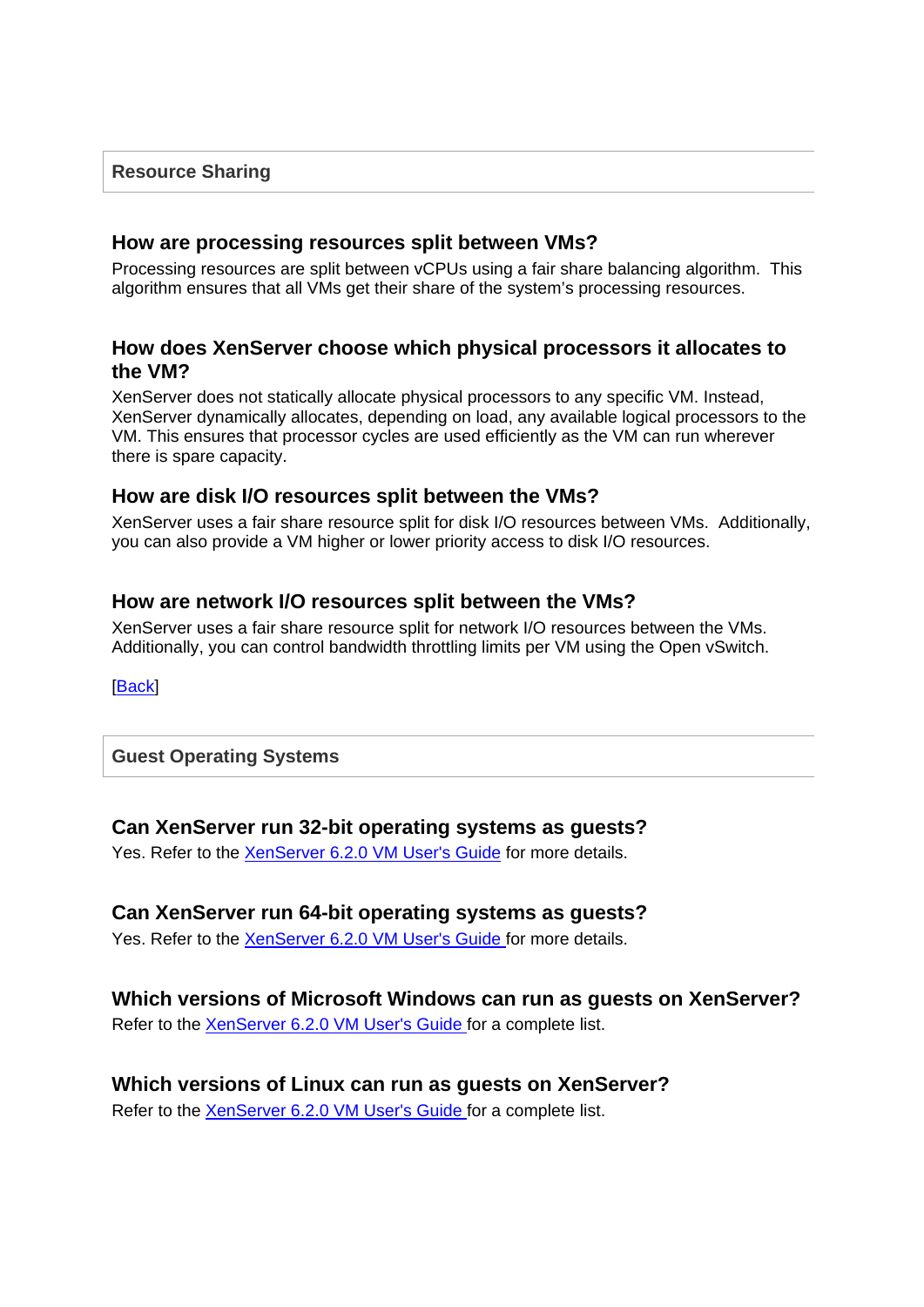## Resource Sharing

### How are processing resources split between VMs?

Processing resources are split between vCPUs using a fair share balancing algorithm. This algorithm ensures that all VMs get their share of the system's processing resources.

### How does XenServer choose which physical processors it allocates to the VM?

XenServer does not statically allocate physical processors to any specific VM. Instead, XenServer dynamically allocates, depending on load, any available logical processors to the VM. This ensures that processor cycles are used efficiently as the VM can run wherever there is spare capacity.

### How are disk I/O resources split between the VMs?

XenServer uses a fair share resource split for disk I/O resources between VMs. Additionally, you can also provide a VM higher or lower priority access to disk I/O resources.

### How are network I/O resources split between the VMs?

XenServer uses a fair share resource split for network I/O resources between the VMs. Additionally, you can control bandwidth throttling limits per VM using the Open vSwitch.

[Back]

## Guest Operating Systems

### Can XenServer run 32-bit operating systems as guests?

Yes. Refer to the XenServer 6.2.0 VM User's Guide for more details.

### Can XenServer run 64-bit operating systems as guests?

Yes. Refer to the XenServer 6.2.0 VM User's Guide for more details.

### Which versions of Microsoft Windows can run as guests on XenServer?

Refer to the XenServer 6.2.0 VM User's Guide for a complete list.

### Which versions of Linux can run as guests on XenServer?

Refer to the XenServer 6.2.0 VM User's Guide for a complete list.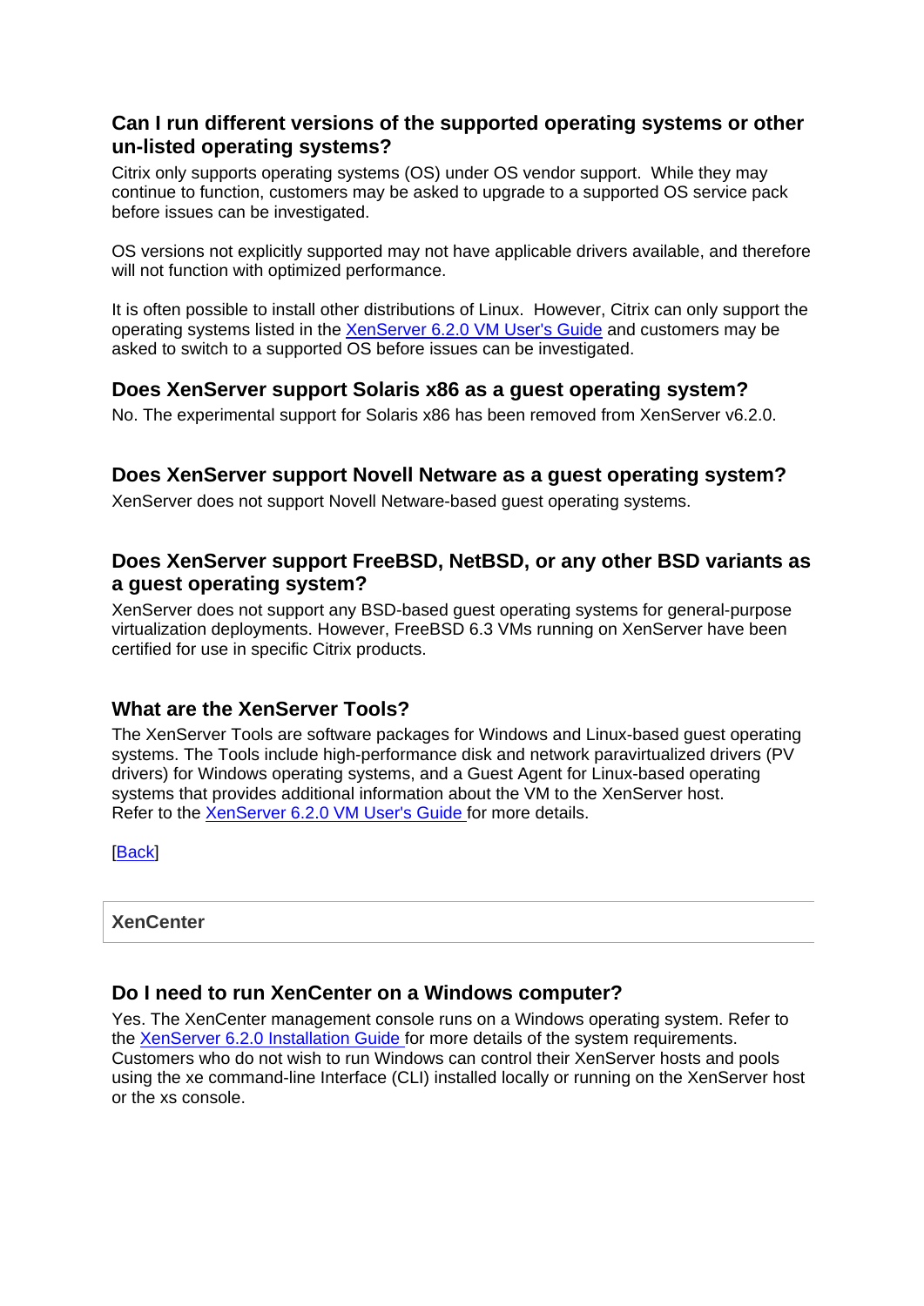### Can I run different versions of the supported operating systems or other un-listed operating systems?

Citrix only supports operating systems (OS) under OS vendor support. While they may continue to function, customers may be asked to upgrade to a supported OS service pack before issues can be investigated.

OS versions not explicitly supported may not have applicable drivers available, and therefore will not function with optimized performance.

It is often possible to install other distributions of Linux. However, Citrix can only support the operating systems listed in the XenServer 6.2.0 VM User's Guide and customers may be asked to switch to a supported OS before issues can be investigated.

### Does XenServer support Solaris x86 as a guest operating system?

No. The experimental support for Solaris x86 has been removed from XenServer v6.2.0.

### Does XenServer support Novell Netware as a guest operating system?

XenServer does not support Novell Netware-based guest operating systems.

### Does XenServer support FreeBSD, NetBSD, or any other BSD variants as a guest operating system?

XenServer does not support any BSD-based guest operating systems for general-purpose virtualization deployments. However, FreeBSD 6.3 VMs running on XenServer have been certified for use in specific Citrix products.

### What are the XenServer Tools?

The XenServer Tools are software packages for Windows and Linux-based guest operating systems. The Tools include high-performance disk and network paravirtualized drivers (PV drivers) for Windows operating systems, and a Guest Agent for Linux-based operating systems that provides additional information about the VM to the XenServer host. Refer to the XenServer 6.2.0 VM User's Guide for more details.

[Back]

## XenCenter

### Do I need to run XenCenter on a Windows computer?

Yes. The XenCenter management console runs on a Windows operating system. Refer to the XenServer 6.2.0 Installation Guide for more details of the system requirements. Customers who do not wish to run Windows can control their XenServer hosts and pools using the xe command-line Interface (CLI) installed locally or running on the XenServer host or the xs console.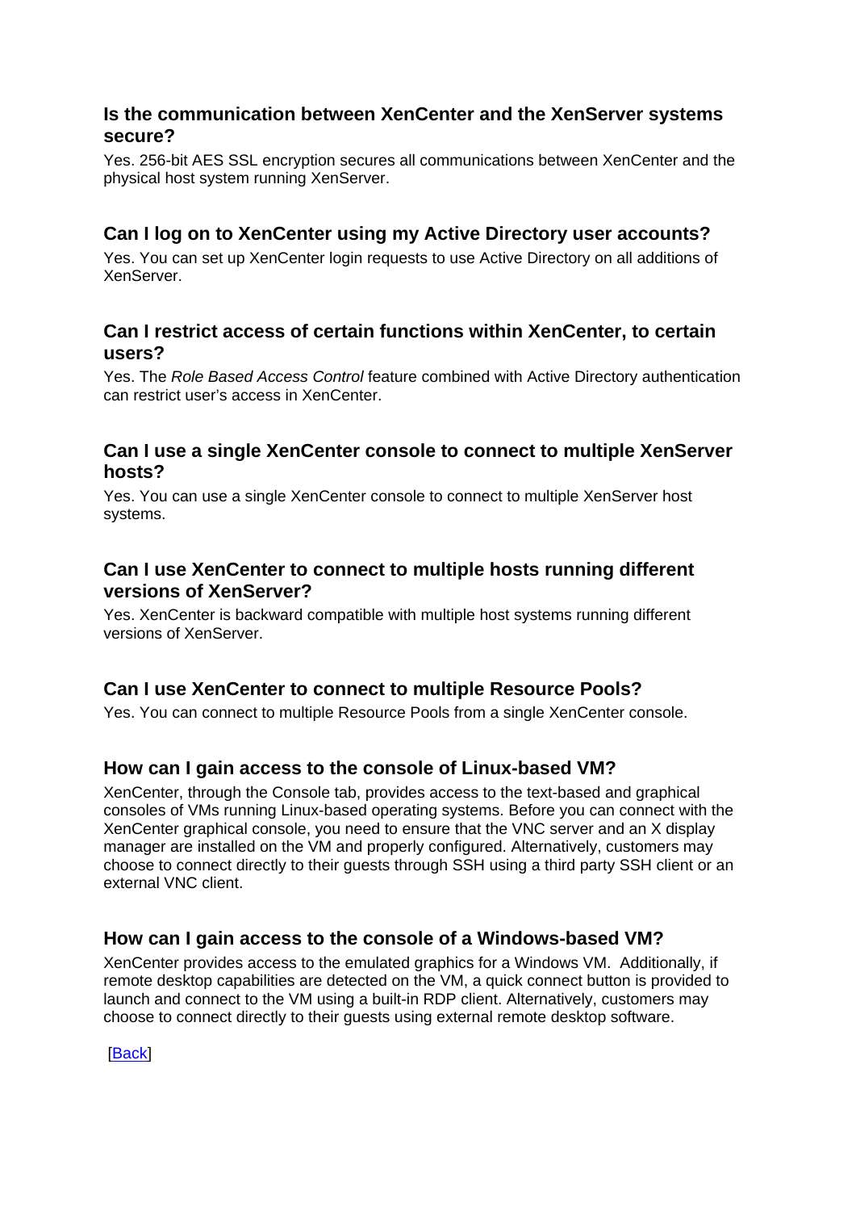### Is the communication between XenCenter and the XenServer systems secure?

Yes. 256-bit AES SSL encryption secures all communications between XenCenter and the physical host system running XenServer.

### Can I log on to XenCenter using my Active Directory user accounts?

Yes. You can set up XenCenter login requests to use Active Directory on all additions of XenServer.

### Can I restrict access of certain functions within XenCenter, to certain users?

Yes. The *Role Based Access Control* feature combined with Active Directory authentication can restrict user's access in XenCenter.

### Can I use a single XenCenter console to connect to multiple XenServer hosts?

Yes. You can use a single XenCenter console to connect to multiple XenServer host systems.

### Can I use XenCenter to connect to multiple hosts running different versions of XenServer?

Yes. XenCenter is backward compatible with multiple host systems running different versions of XenServer.

### Can I use XenCenter to connect to multiple Resource Pools?

Yes. You can connect to multiple Resource Pools from a single XenCenter console.

### How can I gain access to the console of Linux-based VM?

XenCenter, through the Console tab, provides access to the text-based and graphical consoles of VMs running Linux-based operating systems. Before you can connect with the XenCenter graphical console, you need to ensure that the VNC server and an X display manager are installed on the VM and properly configured. Alternatively, customers may choose to connect directly to their guests through SSH using a third party SSH client or an external VNC client.

### How can I gain access to the console of a Windows-based VM?

XenCenter provides access to the emulated graphics for a Windows VM. Additionally, if remote desktop capabilities are detected on the VM, a quick connect button is provided to launch and connect to the VM using a built-in RDP client. Alternatively, customers may choose to connect directly to their guests using external remote desktop software.

[Back]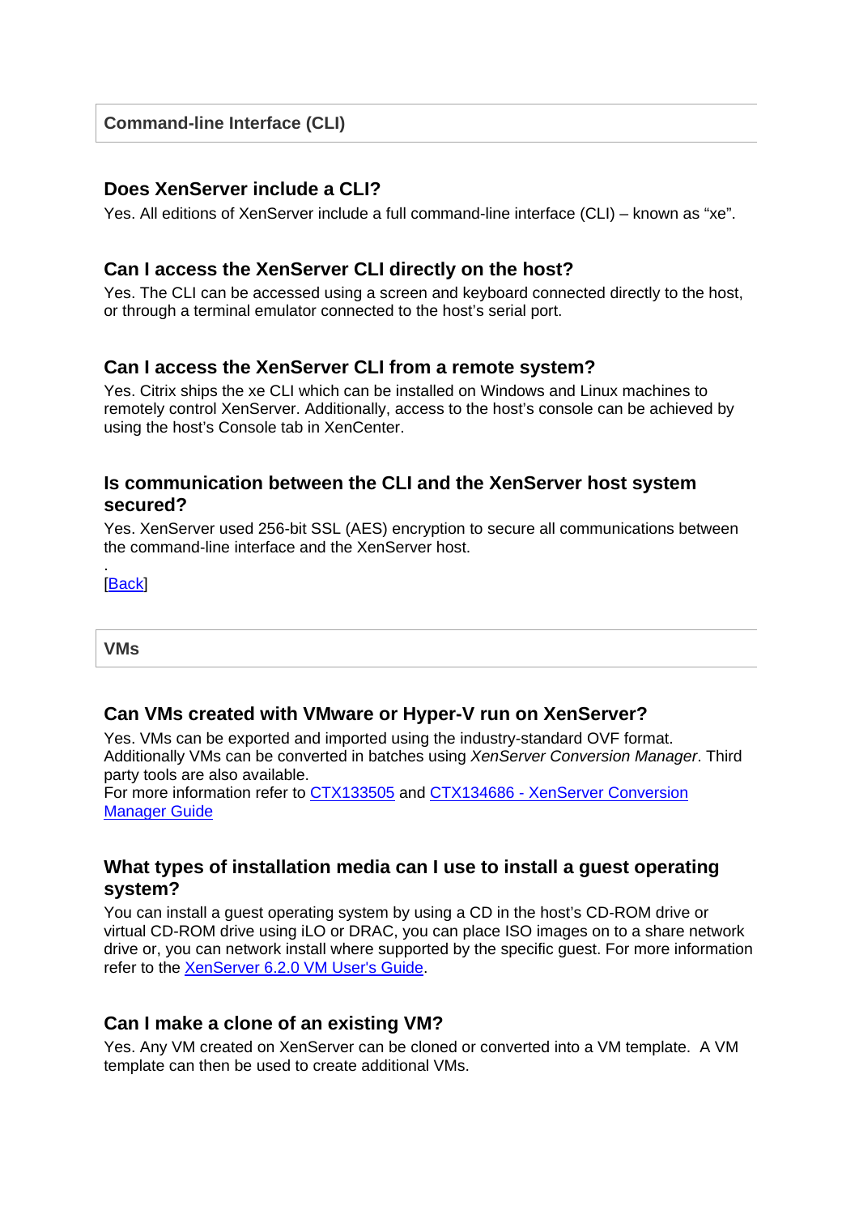**Command-line Interface (CLI)**

### Does XenServer include a CLI?

Yes. All editions of XenServer include a full command-line interface (CLI) – known as "xe".

### Can I access the XenServer CLI directly on the host?

Yes. The CLI can be accessed using a screen and keyboard connected directly to the host, or through a terminal emulator connected to the host's serial port.

### Can I access the XenServer CLI from a remote system?

Yes. Citrix ships the xe CLI which can be installed on Windows and Linux machines to remotely control XenServer. Additionally, access to the host's console can be achieved by using the host's Console tab in XenCenter.

### Is communication between the CLI and the XenServer host system secured?

Yes. XenServer used 256-bit SSL (AES) encryption to secure all communications between the command-line interface and the XenServer host.

.
[Back]

**VMs**

### Can VMs created with VMware or Hyper-V run on XenServer?

Yes. VMs can be exported and imported using the industry-standard OVF format. Additionally VMs can be converted in batches using *XenServer Conversion Manager*. Third party tools are also available.
For more information refer to CTX133505 and CTX134686 - XenServer Conversion Manager Guide

### What types of installation media can I use to install a guest operating system?

You can install a guest operating system by using a CD in the host's CD-ROM drive or virtual CD-ROM drive using iLO or DRAC, you can place ISO images on to a share network drive or, you can network install where supported by the specific guest. For more information refer to the XenServer 6.2.0 VM User's Guide.

### Can I make a clone of an existing VM?

Yes. Any VM created on XenServer can be cloned or converted into a VM template. A VM template can then be used to create additional VMs.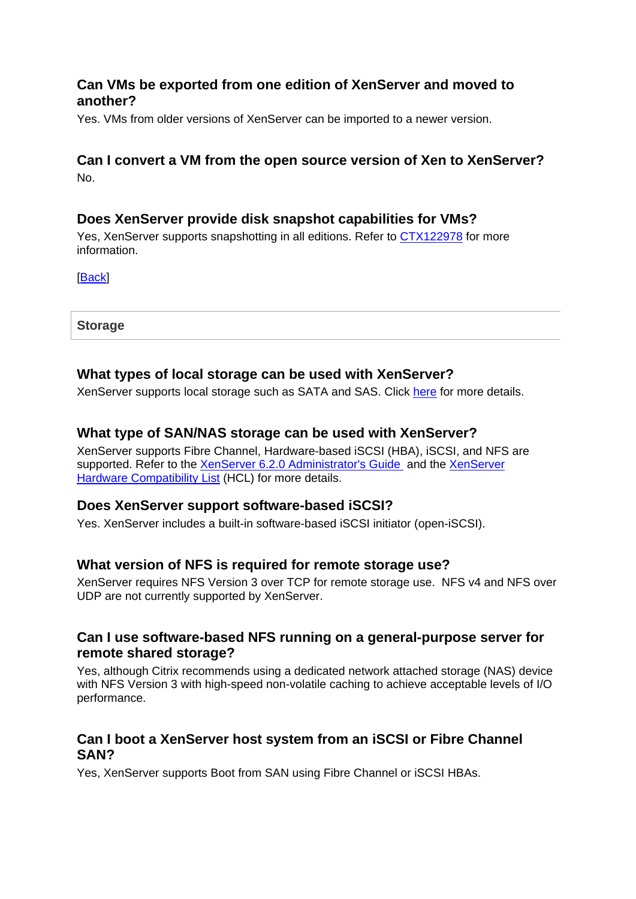### Can VMs be exported from one edition of XenServer and moved to another?

Yes. VMs from older versions of XenServer can be imported to a newer version.

### Can I convert a VM from the open source version of Xen to XenServer?

No.

### Does XenServer provide disk snapshot capabilities for VMs?

Yes, XenServer supports snapshotting in all editions. Refer to CTX122978 for more information.

[Back]

## Storage

### What types of local storage can be used with XenServer?

XenServer supports local storage such as SATA and SAS. Click here for more details.

### What type of SAN/NAS storage can be used with XenServer?

XenServer supports Fibre Channel, Hardware-based iSCSI (HBA), iSCSI, and NFS are supported. Refer to the XenServer 6.2.0 Administrator's Guide and the XenServer Hardware Compatibility List (HCL) for more details.

### Does XenServer support software-based iSCSI?

Yes. XenServer includes a built-in software-based iSCSI initiator (open-iSCSI).

### What version of NFS is required for remote storage use?

XenServer requires NFS Version 3 over TCP for remote storage use. NFS v4 and NFS over UDP are not currently supported by XenServer.

### Can I use software-based NFS running on a general-purpose server for remote shared storage?

Yes, although Citrix recommends using a dedicated network attached storage (NAS) device with NFS Version 3 with high-speed non-volatile caching to achieve acceptable levels of I/O performance.

### Can I boot a XenServer host system from an iSCSI or Fibre Channel SAN?

Yes, XenServer supports Boot from SAN using Fibre Channel or iSCSI HBAs.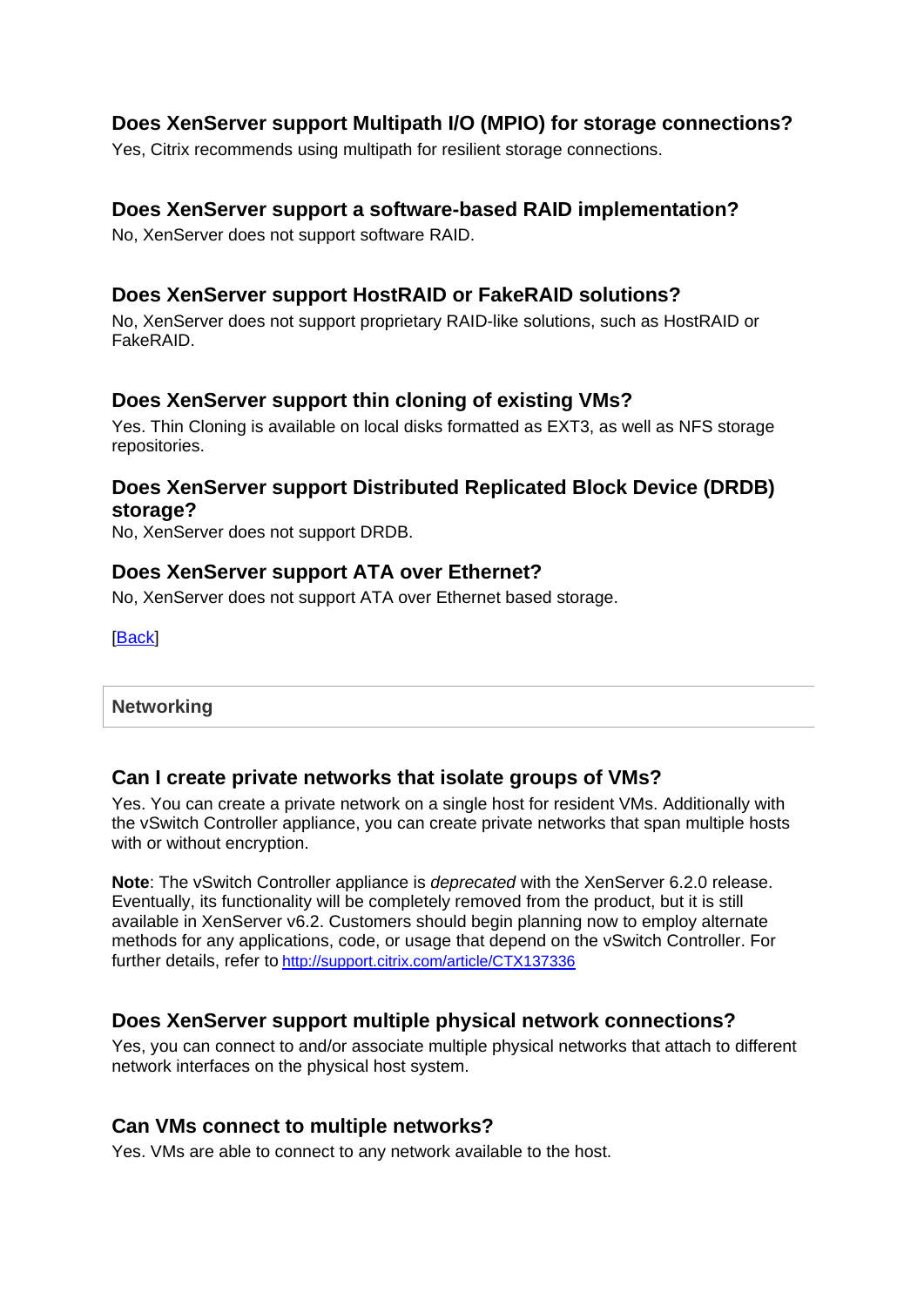### Does XenServer support Multipath I/O (MPIO) for storage connections?

Yes, Citrix recommends using multipath for resilient storage connections.

### Does XenServer support a software-based RAID implementation?

No, XenServer does not support software RAID.

### Does XenServer support HostRAID or FakeRAID solutions?

No, XenServer does not support proprietary RAID-like solutions, such as HostRAID or FakeRAID.

### Does XenServer support thin cloning of existing VMs?

Yes. Thin Cloning is available on local disks formatted as EXT3, as well as NFS storage repositories.

### Does XenServer support Distributed Replicated Block Device (DRDB) storage?

No, XenServer does not support DRDB.

### Does XenServer support ATA over Ethernet?

No, XenServer does not support ATA over Ethernet based storage.

[Back]

## Networking

### Can I create private networks that isolate groups of VMs?

Yes. You can create a private network on a single host for resident VMs. Additionally with the vSwitch Controller appliance, you can create private networks that span multiple hosts with or without encryption.

**Note**: The vSwitch Controller appliance is *deprecated* with the XenServer 6.2.0 release. Eventually, its functionality will be completely removed from the product, but it is still available in XenServer v6.2. Customers should begin planning now to employ alternate methods for any applications, code, or usage that depend on the vSwitch Controller. For further details, refer to http://support.citrix.com/article/CTX137336

### Does XenServer support multiple physical network connections?

Yes, you can connect to and/or associate multiple physical networks that attach to different network interfaces on the physical host system.

### Can VMs connect to multiple networks?

Yes. VMs are able to connect to any network available to the host.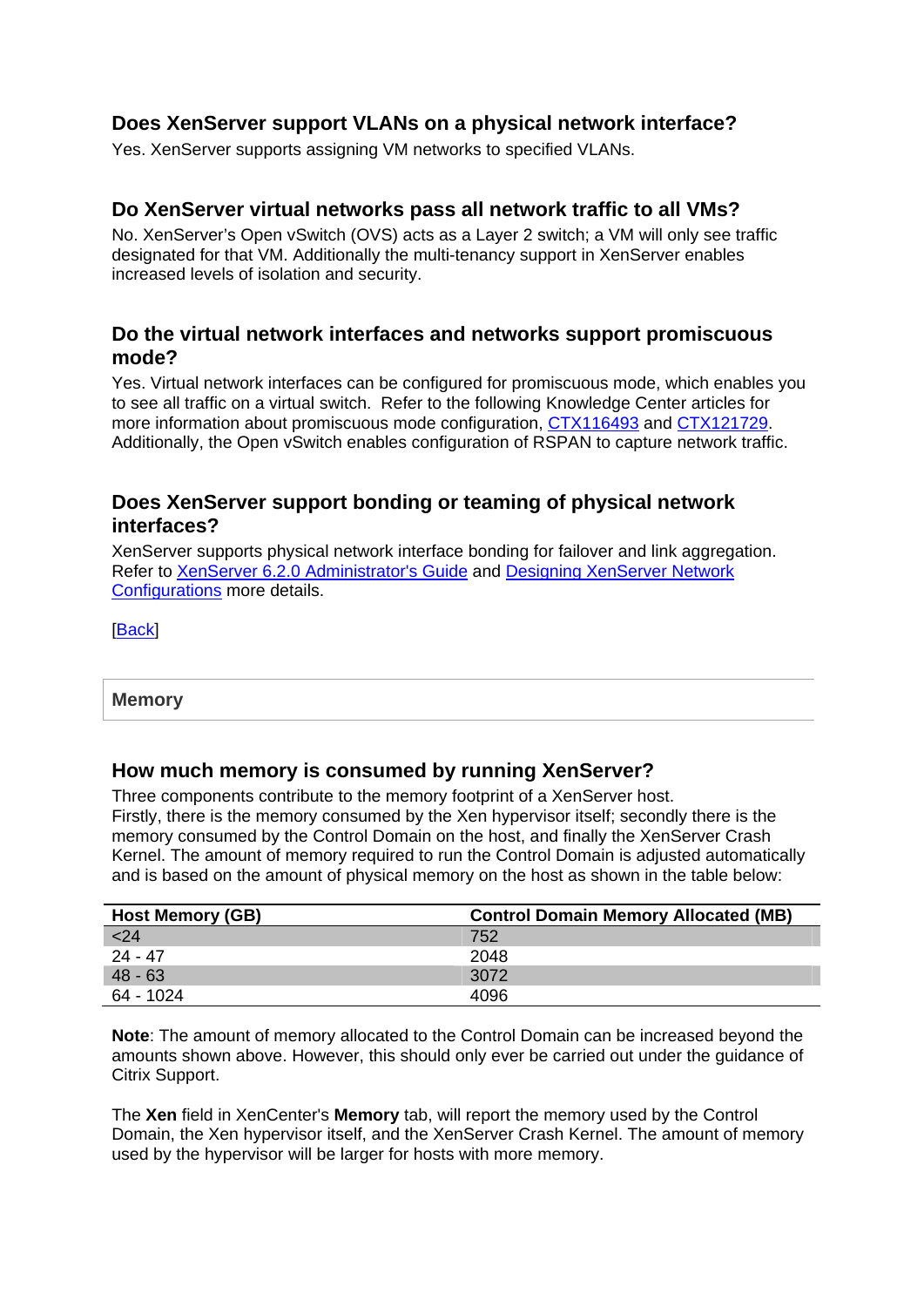### Does XenServer support VLANs on a physical network interface?

Yes. XenServer supports assigning VM networks to specified VLANs.

### Do XenServer virtual networks pass all network traffic to all VMs?

No. XenServer's Open vSwitch (OVS) acts as a Layer 2 switch; a VM will only see traffic designated for that VM. Additionally the multi-tenancy support in XenServer enables increased levels of isolation and security.

### Do the virtual network interfaces and networks support promiscuous mode?

Yes. Virtual network interfaces can be configured for promiscuous mode, which enables you to see all traffic on a virtual switch. Refer to the following Knowledge Center articles for more information about promiscuous mode configuration, CTX116493 and CTX121729. Additionally, the Open vSwitch enables configuration of RSPAN to capture network traffic.

### Does XenServer support bonding or teaming of physical network interfaces?

XenServer supports physical network interface bonding for failover and link aggregation. Refer to XenServer 6.2.0 Administrator's Guide and Designing XenServer Network Configurations more details.

[Back]

## Memory

### How much memory is consumed by running XenServer?

Three components contribute to the memory footprint of a XenServer host.
Firstly, there is the memory consumed by the Xen hypervisor itself; secondly there is the memory consumed by the Control Domain on the host, and finally the XenServer Crash Kernel. The amount of memory required to run the Control Domain is adjusted automatically and is based on the amount of physical memory on the host as shown in the table below:

| Host Memory (GB) | Control Domain Memory Allocated (MB) |
|---|---|
| <24 | 752 |
| 24 - 47 | 2048 |
| 48 - 63 | 3072 |
| 64 - 1024 | 4096 |

**Note**: The amount of memory allocated to the Control Domain can be increased beyond the amounts shown above. However, this should only ever be carried out under the guidance of Citrix Support.

The **Xen** field in XenCenter's **Memory** tab, will report the memory used by the Control Domain, the Xen hypervisor itself, and the XenServer Crash Kernel. The amount of memory used by the hypervisor will be larger for hosts with more memory.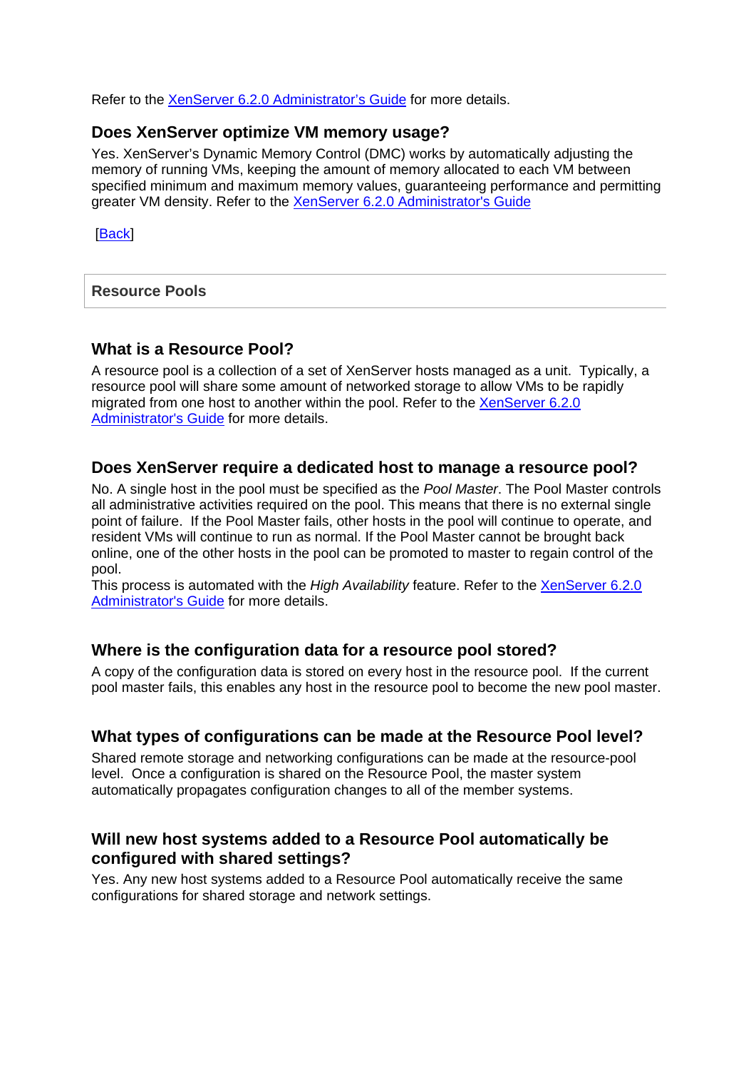Refer to the [XenServer 6.2.0 Administrator's Guide] for more details.

### Does XenServer optimize VM memory usage?

Yes. XenServer's Dynamic Memory Control (DMC) works by automatically adjusting the memory of running VMs, keeping the amount of memory allocated to each VM between specified minimum and maximum memory values, guaranteeing performance and permitting greater VM density. Refer to the [XenServer 6.2.0 Administrator's Guide]

[Back]

## Resource Pools

### What is a Resource Pool?

A resource pool is a collection of a set of XenServer hosts managed as a unit. Typically, a resource pool will share some amount of networked storage to allow VMs to be rapidly migrated from one host to another within the pool. Refer to the [XenServer 6.2.0 Administrator's Guide] for more details.

### Does XenServer require a dedicated host to manage a resource pool?

No. A single host in the pool must be specified as the *Pool Master*. The Pool Master controls all administrative activities required on the pool. This means that there is no external single point of failure. If the Pool Master fails, other hosts in the pool will continue to operate, and resident VMs will continue to run as normal. If the Pool Master cannot be brought back online, one of the other hosts in the pool can be promoted to master to regain control of the pool.
This process is automated with the *High Availability* feature. Refer to the [XenServer 6.2.0 Administrator's Guide] for more details.

### Where is the configuration data for a resource pool stored?

A copy of the configuration data is stored on every host in the resource pool. If the current pool master fails, this enables any host in the resource pool to become the new pool master.

### What types of configurations can be made at the Resource Pool level?

Shared remote storage and networking configurations can be made at the resource-pool level. Once a configuration is shared on the Resource Pool, the master system automatically propagates configuration changes to all of the member systems.

### Will new host systems added to a Resource Pool automatically be configured with shared settings?

Yes. Any new host systems added to a Resource Pool automatically receive the same configurations for shared storage and network settings.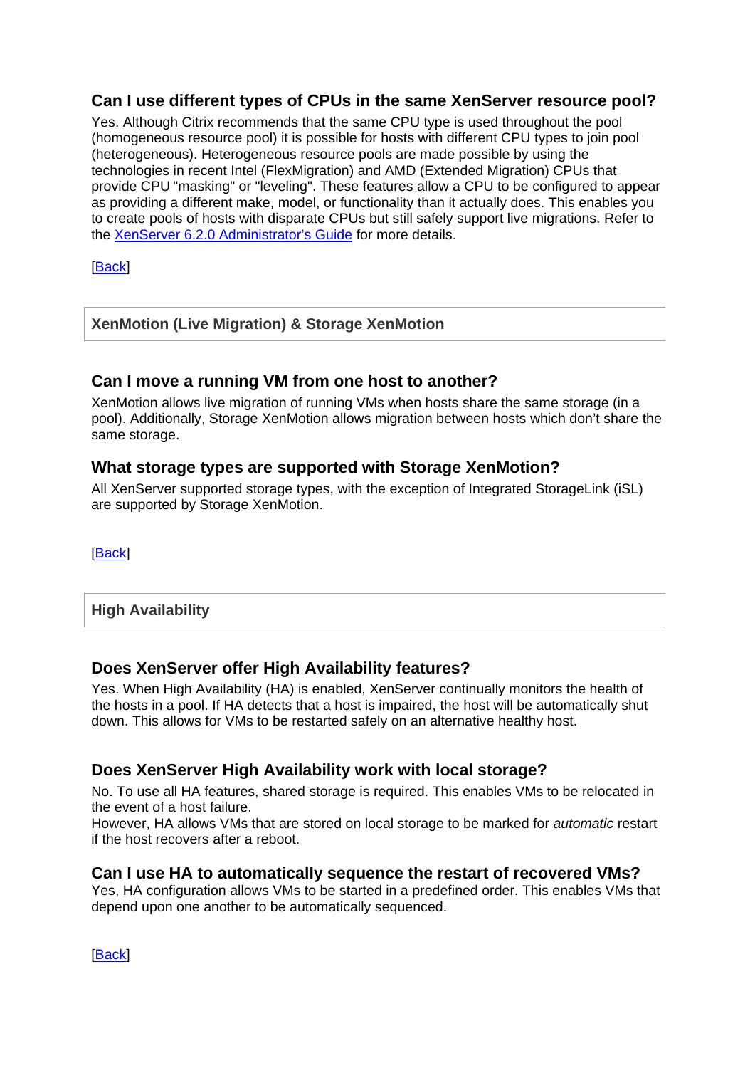### Can I use different types of CPUs in the same XenServer resource pool?

Yes. Although Citrix recommends that the same CPU type is used throughout the pool (homogeneous resource pool) it is possible for hosts with different CPU types to join pool (heterogeneous). Heterogeneous resource pools are made possible by using the technologies in recent Intel (FlexMigration) and AMD (Extended Migration) CPUs that provide CPU "masking" or "leveling". These features allow a CPU to be configured to appear as providing a different make, model, or functionality than it actually does. This enables you to create pools of hosts with disparate CPUs but still safely support live migrations. Refer to the [XenServer 6.2.0 Administrator's Guide]() for more details.

[[Back]()]

## XenMotion (Live Migration) & Storage XenMotion

### Can I move a running VM from one host to another?

XenMotion allows live migration of running VMs when hosts share the same storage (in a pool). Additionally, Storage XenMotion allows migration between hosts which don't share the same storage.

### What storage types are supported with Storage XenMotion?

All XenServer supported storage types, with the exception of Integrated StorageLink (iSL) are supported by Storage XenMotion.

[[Back]()]

## High Availability

### Does XenServer offer High Availability features?

Yes. When High Availability (HA) is enabled, XenServer continually monitors the health of the hosts in a pool. If HA detects that a host is impaired, the host will be automatically shut down. This allows for VMs to be restarted safely on an alternative healthy host.

### Does XenServer High Availability work with local storage?

No. To use all HA features, shared storage is required. This enables VMs to be relocated in the event of a host failure.
However, HA allows VMs that are stored on local storage to be marked for *automatic* restart if the host recovers after a reboot.

### Can I use HA to automatically sequence the restart of recovered VMs?

Yes, HA configuration allows VMs to be started in a predefined order. This enables VMs that depend upon one another to be automatically sequenced.

[[Back]()]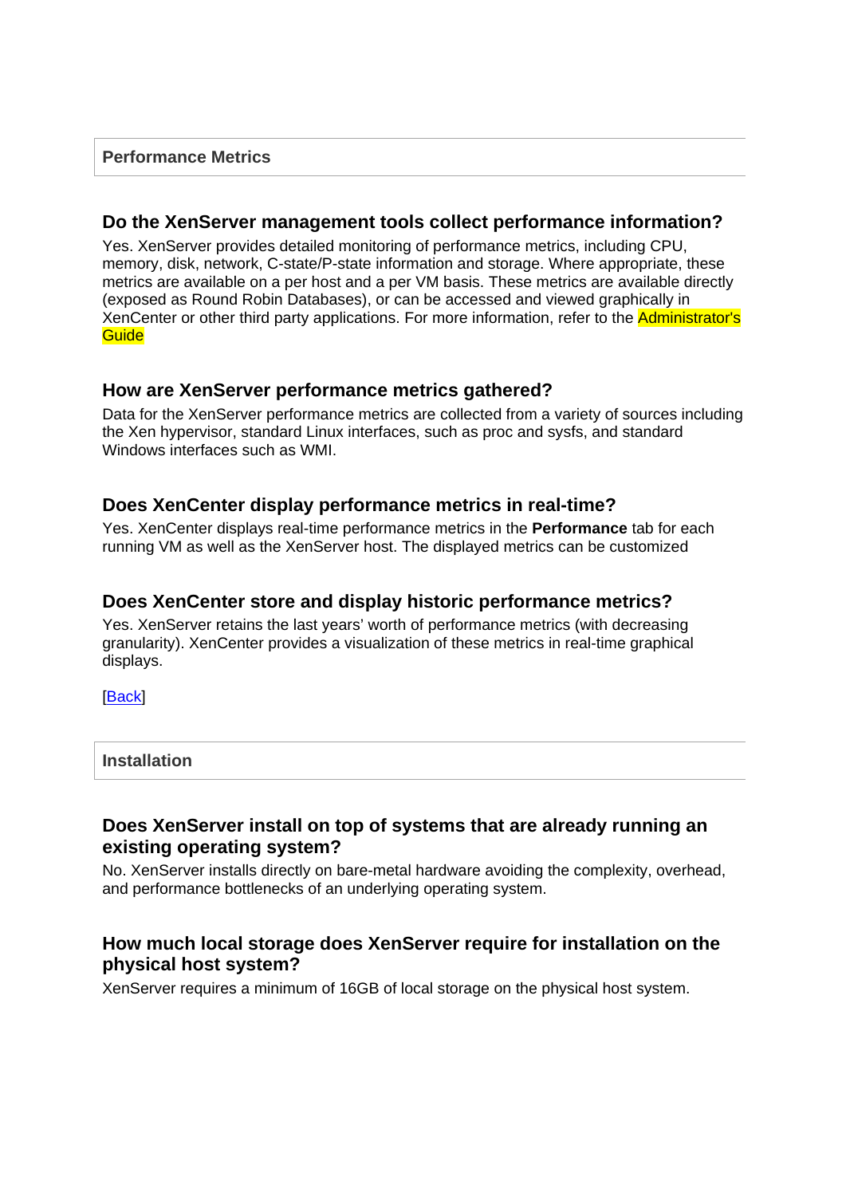## Performance Metrics

### Do the XenServer management tools collect performance information?

Yes. XenServer provides detailed monitoring of performance metrics, including CPU, memory, disk, network, C-state/P-state information and storage. Where appropriate, these metrics are available on a per host and a per VM basis. These metrics are available directly (exposed as Round Robin Databases), or can be accessed and viewed graphically in XenCenter or other third party applications. For more information, refer to the Administrator's Guide

### How are XenServer performance metrics gathered?

Data for the XenServer performance metrics are collected from a variety of sources including the Xen hypervisor, standard Linux interfaces, such as proc and sysfs, and standard Windows interfaces such as WMI.

### Does XenCenter display performance metrics in real-time?

Yes. XenCenter displays real-time performance metrics in the **Performance** tab for each running VM as well as the XenServer host. The displayed metrics can be customized

### Does XenCenter store and display historic performance metrics?

Yes. XenServer retains the last years' worth of performance metrics (with decreasing granularity). XenCenter provides a visualization of these metrics in real-time graphical displays.

[Back]

## Installation

### Does XenServer install on top of systems that are already running an existing operating system?

No. XenServer installs directly on bare-metal hardware avoiding the complexity, overhead, and performance bottlenecks of an underlying operating system.

### How much local storage does XenServer require for installation on the physical host system?

XenServer requires a minimum of 16GB of local storage on the physical host system.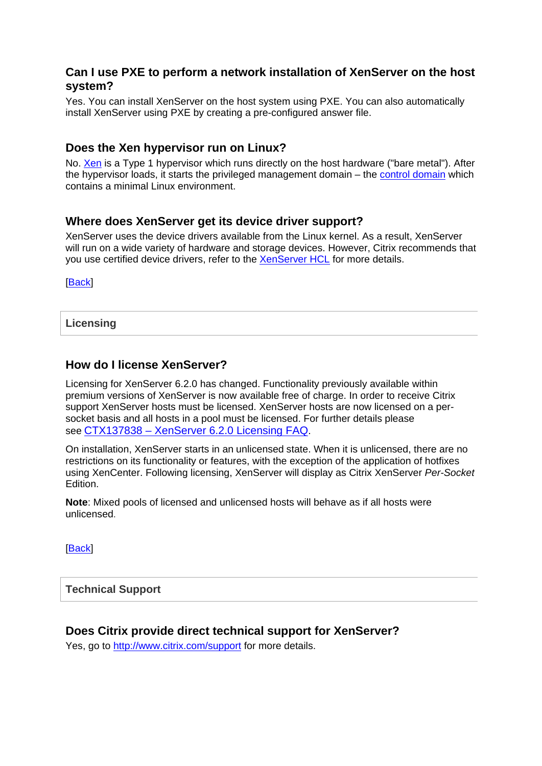### Can I use PXE to perform a network installation of XenServer on the host system?

Yes. You can install XenServer on the host system using PXE. You can also automatically install XenServer using PXE by creating a pre-configured answer file.

### Does the Xen hypervisor run on Linux?

No. Xen is a Type 1 hypervisor which runs directly on the host hardware ("bare metal"). After the hypervisor loads, it starts the privileged management domain – the control domain which contains a minimal Linux environment.

### Where does XenServer get its device driver support?

XenServer uses the device drivers available from the Linux kernel. As a result, XenServer will run on a wide variety of hardware and storage devices. However, Citrix recommends that you use certified device drivers, refer to the XenServer HCL for more details.

[Back]

## Licensing

### How do I license XenServer?

Licensing for XenServer 6.2.0 has changed. Functionality previously available within premium versions of XenServer is now available free of charge. In order to receive Citrix support XenServer hosts must be licensed. XenServer hosts are now licensed on a per-socket basis and all hosts in a pool must be licensed. For further details please see CTX137838 – XenServer 6.2.0 Licensing FAQ.

On installation, XenServer starts in an unlicensed state. When it is unlicensed, there are no restrictions on its functionality or features, with the exception of the application of hotfixes using XenCenter. Following licensing, XenServer will display as Citrix XenServer *Per-Socket* Edition.

**Note**: Mixed pools of licensed and unlicensed hosts will behave as if all hosts were unlicensed.

[Back]

## Technical Support

### Does Citrix provide direct technical support for XenServer?

Yes, go to http://www.citrix.com/support for more details.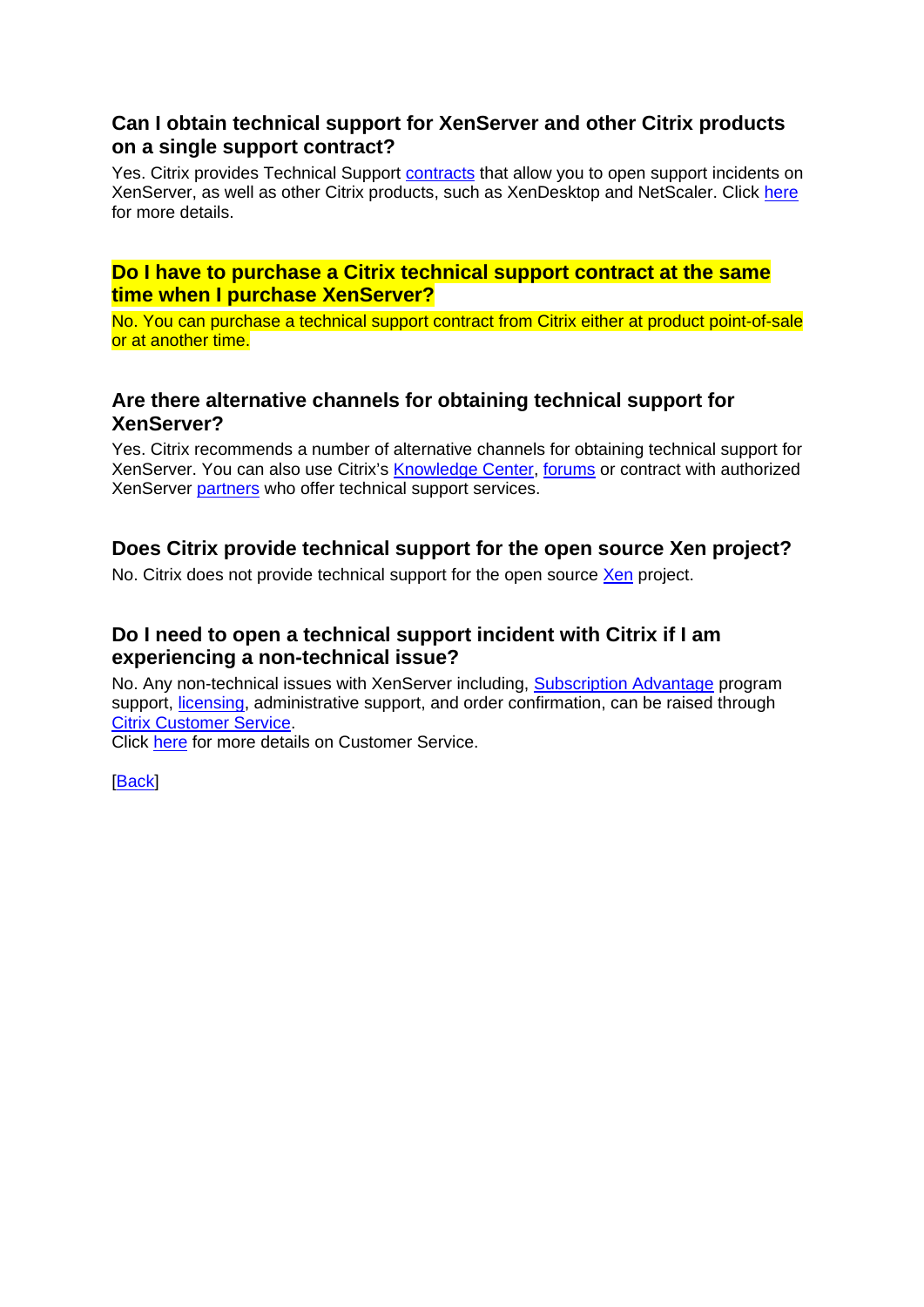### Can I obtain technical support for XenServer and other Citrix products on a single support contract?

Yes. Citrix provides Technical Support contracts that allow you to open support incidents on XenServer, as well as other Citrix products, such as XenDesktop and NetScaler. Click here for more details.

### Do I have to purchase a Citrix technical support contract at the same time when I purchase XenServer?

No. You can purchase a technical support contract from Citrix either at product point-of-sale or at another time.

### Are there alternative channels for obtaining technical support for XenServer?

Yes. Citrix recommends a number of alternative channels for obtaining technical support for XenServer. You can also use Citrix's Knowledge Center, forums or contract with authorized XenServer partners who offer technical support services.

### Does Citrix provide technical support for the open source Xen project?

No. Citrix does not provide technical support for the open source Xen project.

### Do I need to open a technical support incident with Citrix if I am experiencing a non-technical issue?

No. Any non-technical issues with XenServer including, Subscription Advantage program support, licensing, administrative support, and order confirmation, can be raised through Citrix Customer Service.
Click here for more details on Customer Service.

[Back]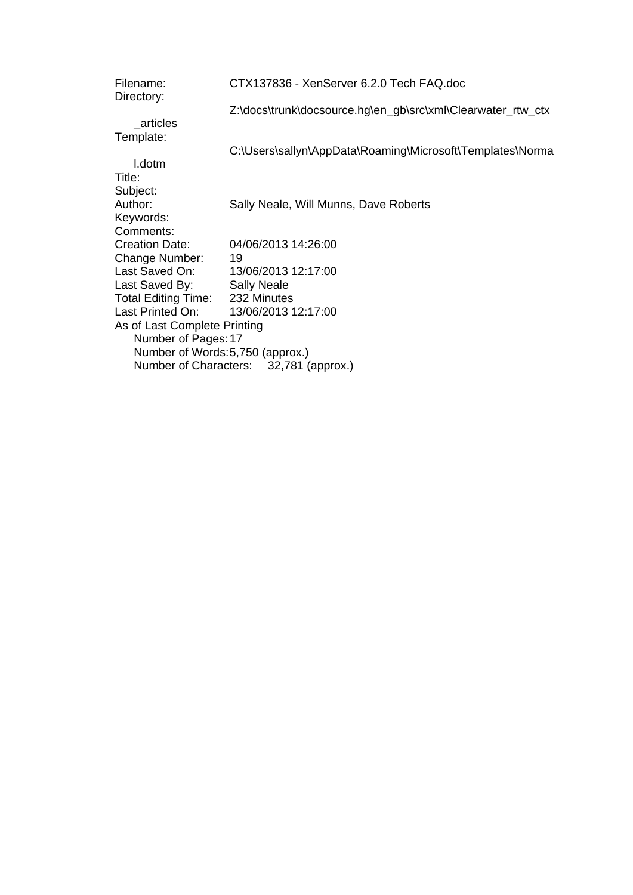Filename: CTX137836 - XenServer 6.2.0 Tech FAQ.doc
Directory: Z:\docs\trunk\docsource.hg\en_gb\src\xml\Clearwater_rtw_ctx_articles
Template: C:\Users\sallyn\AppData\Roaming\Microsoft\Templates\Normal.dotm
Title:
Subject:
Author: Sally Neale, Will Munns, Dave Roberts
Keywords:
Comments:
Creation Date: 04/06/2013 14:26:00
Change Number: 19
Last Saved On: 13/06/2013 12:17:00
Last Saved By: Sally Neale
Total Editing Time: 232 Minutes
Last Printed On: 13/06/2013 12:17:00
As of Last Complete Printing
Number of Pages: 17
Number of Words: 5,750 (approx.)
Number of Characters: 32,781 (approx.)